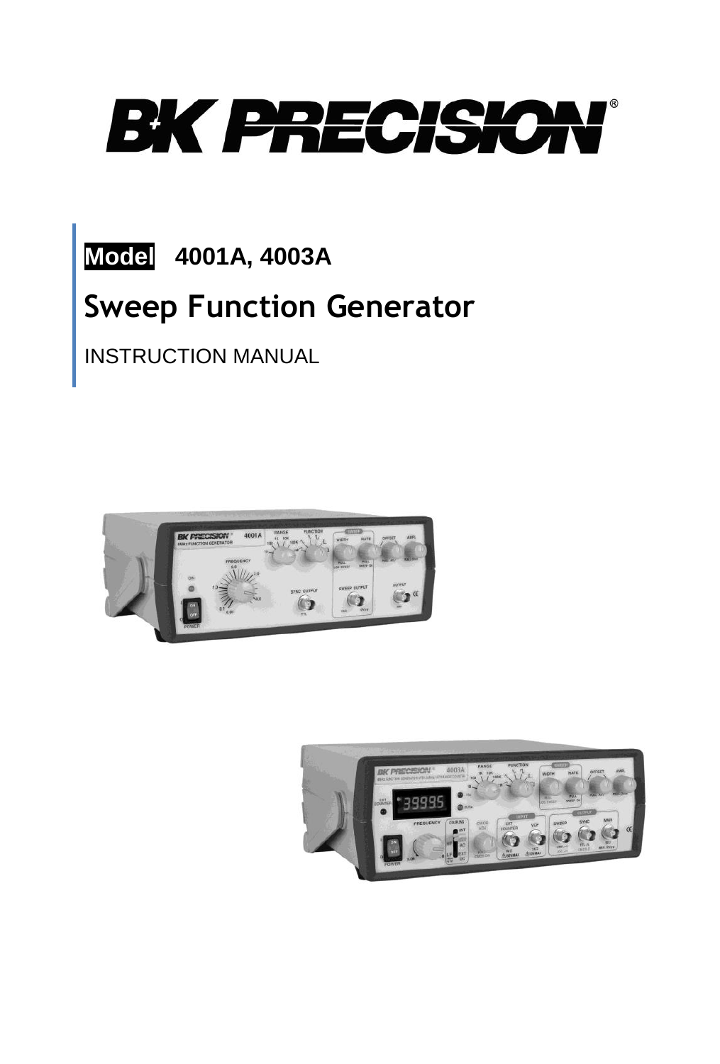# B+K PRECISION®

**Model 4001A, 4003A**

## Sweep Function Generator

INSTRUCTION MANUAL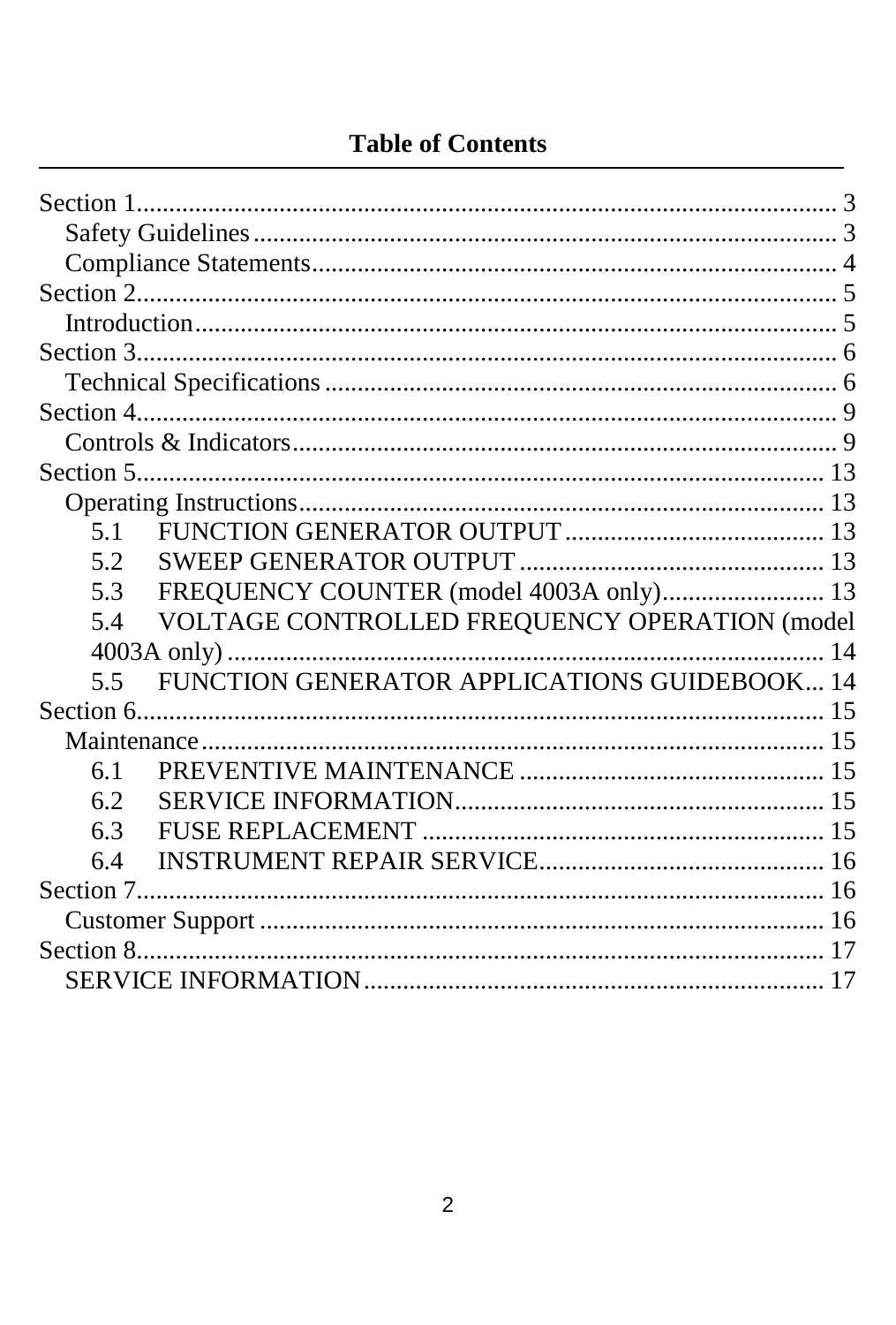# Table of Contents

Section 1 ........................................................................................................ 3
- Safety Guidelines ........................................................................................ 3
- Compliance Statements ................................................................................ 4

Section 2 ........................................................................................................ 5
- Introduction ................................................................................................. 5

Section 3 ........................................................................................................ 6
- Technical Specifications .............................................................................. 6

Section 4 ........................................................................................................ 9
- Controls & Indicators ................................................................................... 9

Section 5 ........................................................................................................ 13
- Operating Instructions ................................................................................. 13
  - 5.1 FUNCTION GENERATOR OUTPUT ........................................ 13
  - 5.2 SWEEP GENERATOR OUTPUT ............................................... 13
  - 5.3 FREQUENCY COUNTER (model 4003A only) ......................... 13
  - 5.4 VOLTAGE CONTROLLED FREQUENCY OPERATION (model 4003A only) ........................................................................... 14
  - 5.5 FUNCTION GENERATOR APPLICATIONS GUIDEBOOK ... 14

Section 6 ........................................................................................................ 15
- Maintenance ................................................................................................ 15
  - 6.1 PREVENTIVE MAINTENANCE ............................................... 15
  - 6.2 SERVICE INFORMATION ......................................................... 15
  - 6.3 FUSE REPLACEMENT .............................................................. 15
  - 6.4 INSTRUMENT REPAIR SERVICE ............................................ 16

Section 7 ........................................................................................................ 16
- Customer Support ........................................................................................ 16

Section 8 ........................................................................................................ 17
- SERVICE INFORMATION ........................................................................ 17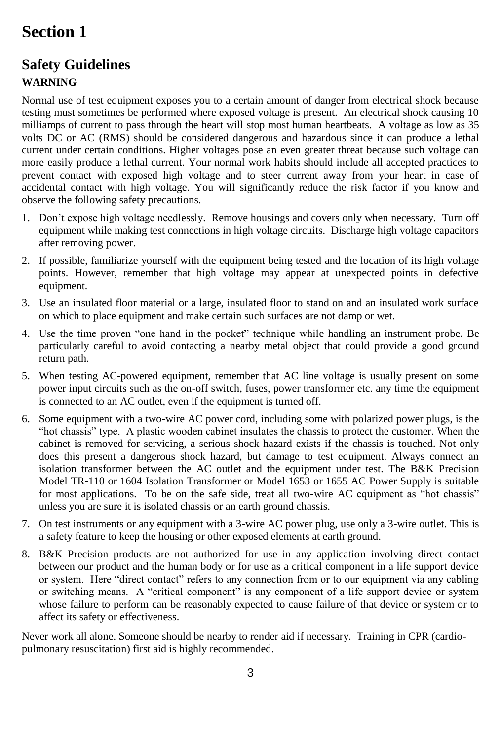# Section 1

## Safety Guidelines

**WARNING**

Normal use of test equipment exposes you to a certain amount of danger from electrical shock because testing must sometimes be performed where exposed voltage is present. An electrical shock causing 10 milliamps of current to pass through the heart will stop most human heartbeats. A voltage as low as 35 volts DC or AC (RMS) should be considered dangerous and hazardous since it can produce a lethal current under certain conditions. Higher voltages pose an even greater threat because such voltage can more easily produce a lethal current. Your normal work habits should include all accepted practices to prevent contact with exposed high voltage and to steer current away from your heart in case of accidental contact with high voltage. You will significantly reduce the risk factor if you know and observe the following safety precautions.

1. Don't expose high voltage needlessly. Remove housings and covers only when necessary. Turn off equipment while making test connections in high voltage circuits. Discharge high voltage capacitors after removing power.
2. If possible, familiarize yourself with the equipment being tested and the location of its high voltage points. However, remember that high voltage may appear at unexpected points in defective equipment.
3. Use an insulated floor material or a large, insulated floor to stand on and an insulated work surface on which to place equipment and make certain such surfaces are not damp or wet.
4. Use the time proven "one hand in the pocket" technique while handling an instrument probe. Be particularly careful to avoid contacting a nearby metal object that could provide a good ground return path.
5. When testing AC-powered equipment, remember that AC line voltage is usually present on some power input circuits such as the on-off switch, fuses, power transformer etc. any time the equipment is connected to an AC outlet, even if the equipment is turned off.
6. Some equipment with a two-wire AC power cord, including some with polarized power plugs, is the "hot chassis" type. A plastic wooden cabinet insulates the chassis to protect the customer. When the cabinet is removed for servicing, a serious shock hazard exists if the chassis is touched. Not only does this present a dangerous shock hazard, but damage to test equipment. Always connect an isolation transformer between the AC outlet and the equipment under test. The B&K Precision Model TR-110 or 1604 Isolation Transformer or Model 1653 or 1655 AC Power Supply is suitable for most applications. To be on the safe side, treat all two-wire AC equipment as "hot chassis" unless you are sure it is isolated chassis or an earth ground chassis.
7. On test instruments or any equipment with a 3-wire AC power plug, use only a 3-wire outlet. This is a safety feature to keep the housing or other exposed elements at earth ground.
8. B&K Precision products are not authorized for use in any application involving direct contact between our product and the human body or for use as a critical component in a life support device or system. Here "direct contact" refers to any connection from or to our equipment via any cabling or switching means. A "critical component" is any component of a life support device or system whose failure to perform can be reasonably expected to cause failure of that device or system or to affect its safety or effectiveness.

Never work all alone. Someone should be nearby to render aid if necessary. Training in CPR (cardio-pulmonary resuscitation) first aid is highly recommended.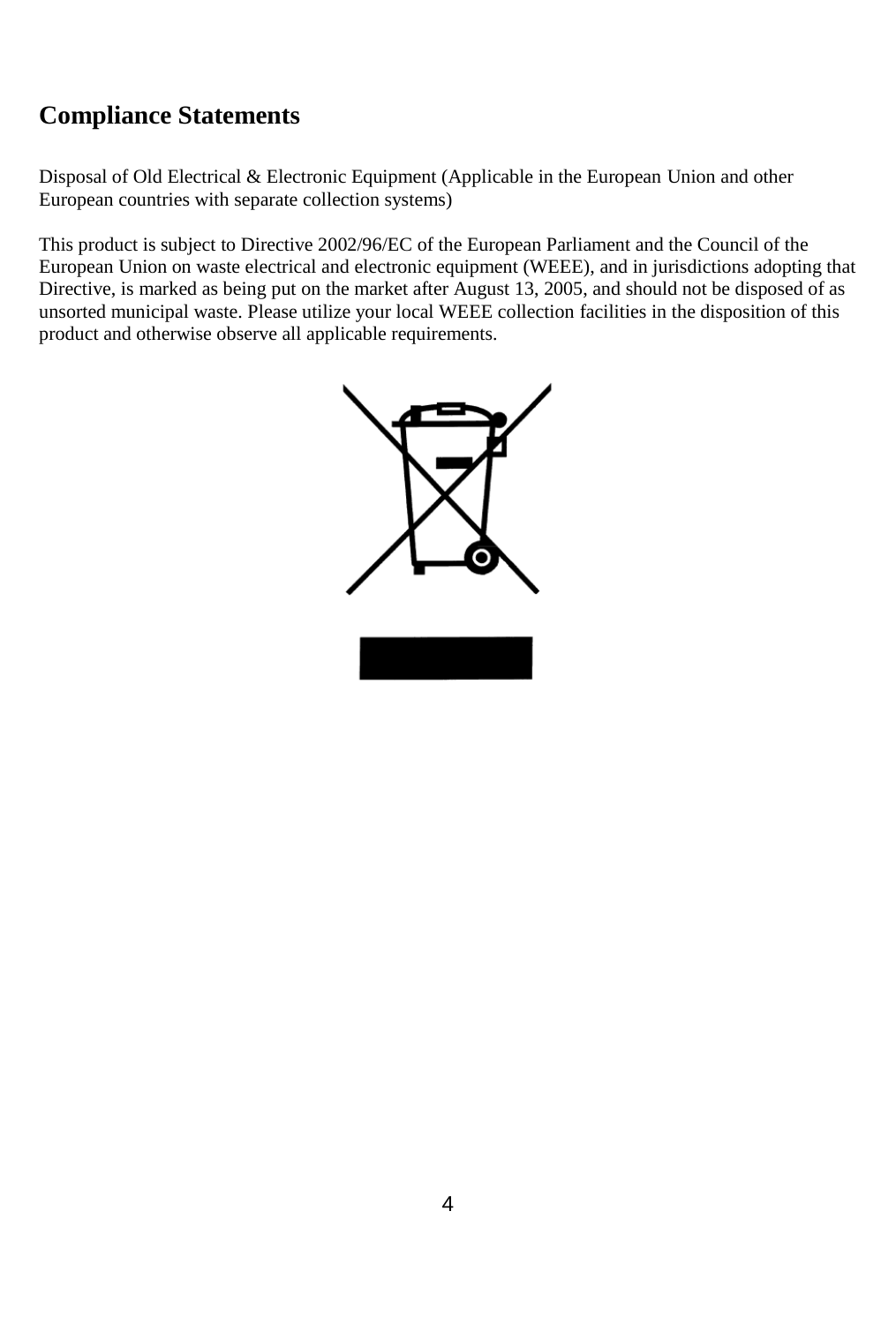## Compliance Statements

Disposal of Old Electrical & Electronic Equipment (Applicable in the European Union and other European countries with separate collection systems)

This product is subject to Directive 2002/96/EC of the European Parliament and the Council of the European Union on waste electrical and electronic equipment (WEEE), and in jurisdictions adopting that Directive, is marked as being put on the market after August 13, 2005, and should not be disposed of as unsorted municipal waste. Please utilize your local WEEE collection facilities in the disposition of this product and otherwise observe all applicable requirements.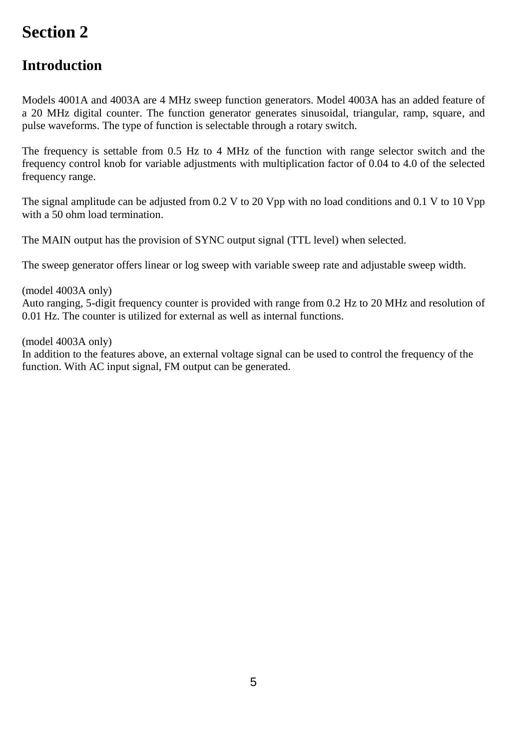# Section 2

## Introduction

Models 4001A and 4003A are 4 MHz sweep function generators. Model 4003A has an added feature of a 20 MHz digital counter. The function generator generates sinusoidal, triangular, ramp, square, and pulse waveforms. The type of function is selectable through a rotary switch.

The frequency is settable from 0.5 Hz to 4 MHz of the function with range selector switch and the frequency control knob for variable adjustments with multiplication factor of 0.04 to 4.0 of the selected frequency range.

The signal amplitude can be adjusted from 0.2 V to 20 Vpp with no load conditions and 0.1 V to 10 Vpp with a 50 ohm load termination.

The MAIN output has the provision of SYNC output signal (TTL level) when selected.

The sweep generator offers linear or log sweep with variable sweep rate and adjustable sweep width.

(model 4003A only)
Auto ranging, 5-digit frequency counter is provided with range from 0.2 Hz to 20 MHz and resolution of 0.01 Hz. The counter is utilized for external as well as internal functions.

(model 4003A only)
In addition to the features above, an external voltage signal can be used to control the frequency of the function. With AC input signal, FM output can be generated.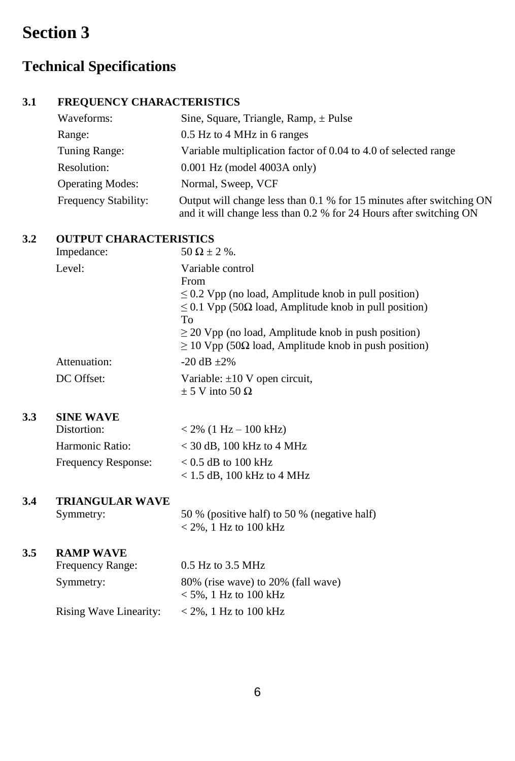# Section 3

## Technical Specifications

### 3.1 FREQUENCY CHARACTERISTICS

| | |
|---|---|
| Waveforms: | Sine, Square, Triangle, Ramp, ± Pulse |
| Range: | 0.5 Hz to 4 MHz in 6 ranges |
| Tuning Range: | Variable multiplication factor of 0.04 to 4.0 of selected range |
| Resolution: | 0.001 Hz (model 4003A only) |
| Operating Modes: | Normal, Sweep, VCF |
| Frequency Stability: | Output will change less than 0.1 % for 15 minutes after switching ON and it will change less than 0.2 % for 24 Hours after switching ON |

### 3.2 OUTPUT CHARACTERISTICS

| | |
|---|---|
| Impedance: | 50 Ω ± 2 %. |
| Level: | Variable control<br>From<br>≤ 0.2 Vpp (no load, Amplitude knob in pull position)<br>≤ 0.1 Vpp (50Ω load, Amplitude knob in pull position)<br>To<br>≥ 20 Vpp (no load, Amplitude knob in push position)<br>≥ 10 Vpp (50Ω load, Amplitude knob in push position) |
| Attenuation: | -20 dB ±2% |
| DC Offset: | Variable: ±10 V open circuit,<br>± 5 V into 50 Ω |

### 3.3 SINE WAVE

| | |
|---|---|
| Distortion: | < 2% (1 Hz – 100 kHz) |
| Harmonic Ratio: | < 30 dB, 100 kHz to 4 MHz |
| Frequency Response: | < 0.5 dB to 100 kHz<br>< 1.5 dB, 100 kHz to 4 MHz |

### 3.4 TRIANGULAR WAVE

| | |
|---|---|
| Symmetry: | 50 % (positive half) to 50 % (negative half)<br>< 2%, 1 Hz to 100 kHz |

### 3.5 RAMP WAVE

| | |
|---|---|
| Frequency Range: | 0.5 Hz to 3.5 MHz |
| Symmetry: | 80% (rise wave) to 20% (fall wave)<br>< 5%, 1 Hz to 100 kHz |
| Rising Wave Linearity: | < 2%, 1 Hz to 100 kHz |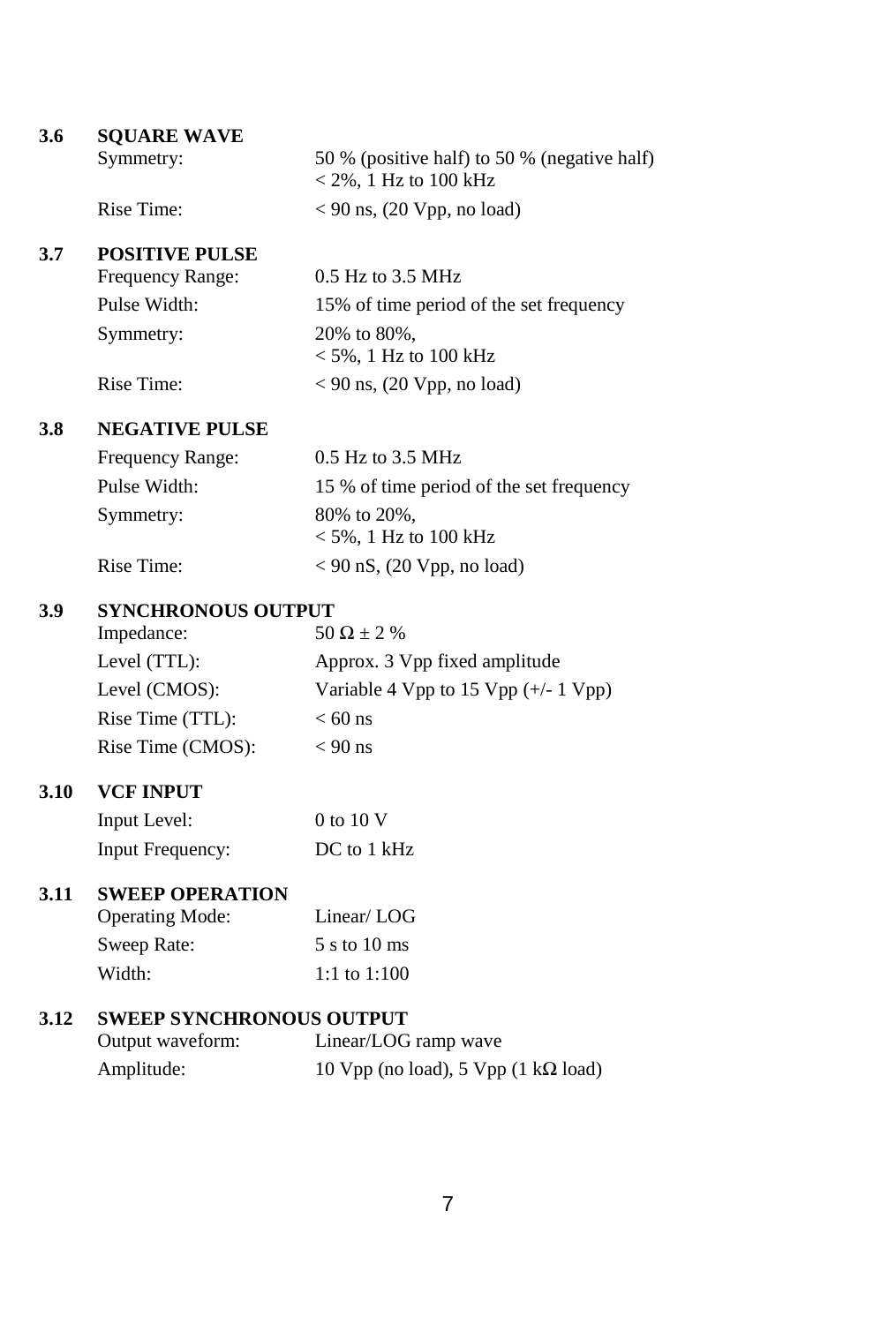### 3.6 SQUARE WAVE

| | |
|---|---|
| Symmetry: | 50 % (positive half) to 50 % (negative half)<br>< 2%, 1 Hz to 100 kHz |
| Rise Time: | < 90 ns, (20 Vpp, no load) |

### 3.7 POSITIVE PULSE

| | |
|---|---|
| Frequency Range: | 0.5 Hz to 3.5 MHz |
| Pulse Width: | 15% of time period of the set frequency |
| Symmetry: | 20% to 80%,<br>< 5%, 1 Hz to 100 kHz |
| Rise Time: | < 90 ns, (20 Vpp, no load) |

### 3.8 NEGATIVE PULSE

| | |
|---|---|
| Frequency Range: | 0.5 Hz to 3.5 MHz |
| Pulse Width: | 15 % of time period of the set frequency |
| Symmetry: | 80% to 20%,<br>< 5%, 1 Hz to 100 kHz |
| Rise Time: | < 90 nS, (20 Vpp, no load) |

### 3.9 SYNCHRONOUS OUTPUT

| | |
|---|---|
| Impedance: | 50 Ω ± 2 % |
| Level (TTL): | Approx. 3 Vpp fixed amplitude |
| Level (CMOS): | Variable 4 Vpp to 15 Vpp (+/- 1 Vpp) |
| Rise Time (TTL): | < 60 ns |
| Rise Time (CMOS): | < 90 ns |

### 3.10 VCF INPUT

| | |
|---|---|
| Input Level: | 0 to 10 V |
| Input Frequency: | DC to 1 kHz |

### 3.11 SWEEP OPERATION

| | |
|---|---|
| Operating Mode: | Linear/ LOG |
| Sweep Rate: | 5 s to 10 ms |
| Width: | 1:1 to 1:100 |

### 3.12 SWEEP SYNCHRONOUS OUTPUT

| | |
|---|---|
| Output waveform: | Linear/LOG ramp wave |
| Amplitude: | 10 Vpp (no load), 5 Vpp (1 kΩ load) |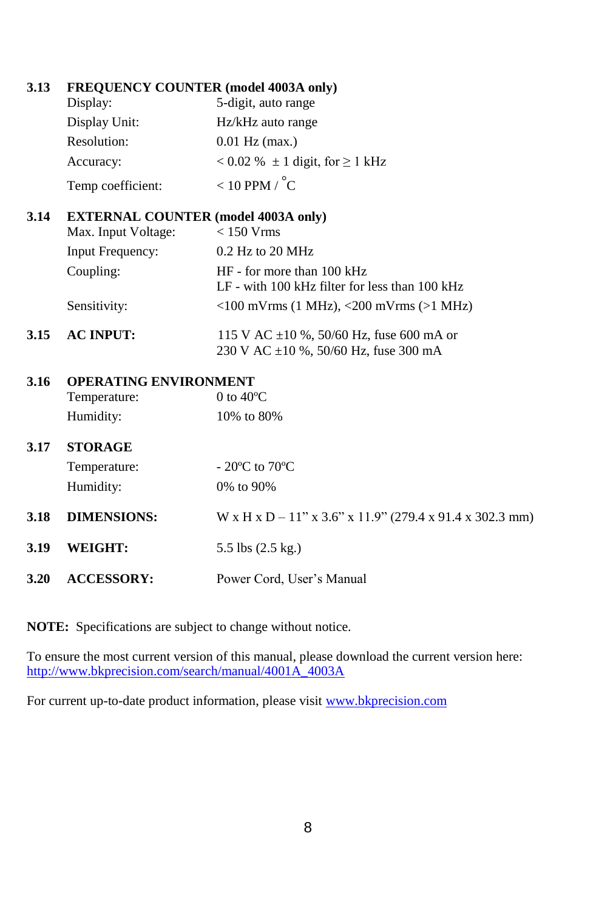### 3.13 FREQUENCY COUNTER (model 4003A only)

| | |
|---|---|
| Display: | 5-digit, auto range |
| Display Unit: | Hz/kHz auto range |
| Resolution: | 0.01 Hz (max.) |
| Accuracy: | < 0.02 % ± 1 digit, for ≥ 1 kHz |
| Temp coefficient: | < 10 PPM / °C |

### 3.14 EXTERNAL COUNTER (model 4003A only)

| | |
|---|---|
| Max. Input Voltage: | < 150 Vrms |
| Input Frequency: | 0.2 Hz to 20 MHz |
| Coupling: | HF - for more than 100 kHz<br>LF - with 100 kHz filter for less than 100 kHz |
| Sensitivity: | <100 mVrms (1 MHz), <200 mVrms (>1 MHz) |

### 3.15 AC INPUT:

115 V AC ±10 %, 50/60 Hz, fuse 600 mA or
230 V AC ±10 %, 50/60 Hz, fuse 300 mA

### 3.16 OPERATING ENVIRONMENT

| | |
|---|---|
| Temperature: | 0 to 40ºC |
| Humidity: | 10% to 80% |

### 3.17 STORAGE

| | |
|---|---|
| Temperature: | - 20ºC to 70ºC |
| Humidity: | 0% to 90% |

### 3.18 DIMENSIONS:

W x H x D – 11" x 3.6" x 11.9" (279.4 x 91.4 x 302.3 mm)

### 3.19 WEIGHT:

5.5 lbs (2.5 kg.)

### 3.20 ACCESSORY:

Power Cord, User's Manual

**NOTE:** Specifications are subject to change without notice.

To ensure the most current version of this manual, please download the current version here: http://www.bkprecision.com/search/manual/4001A_4003A

For current up-to-date product information, please visit www.bkprecision.com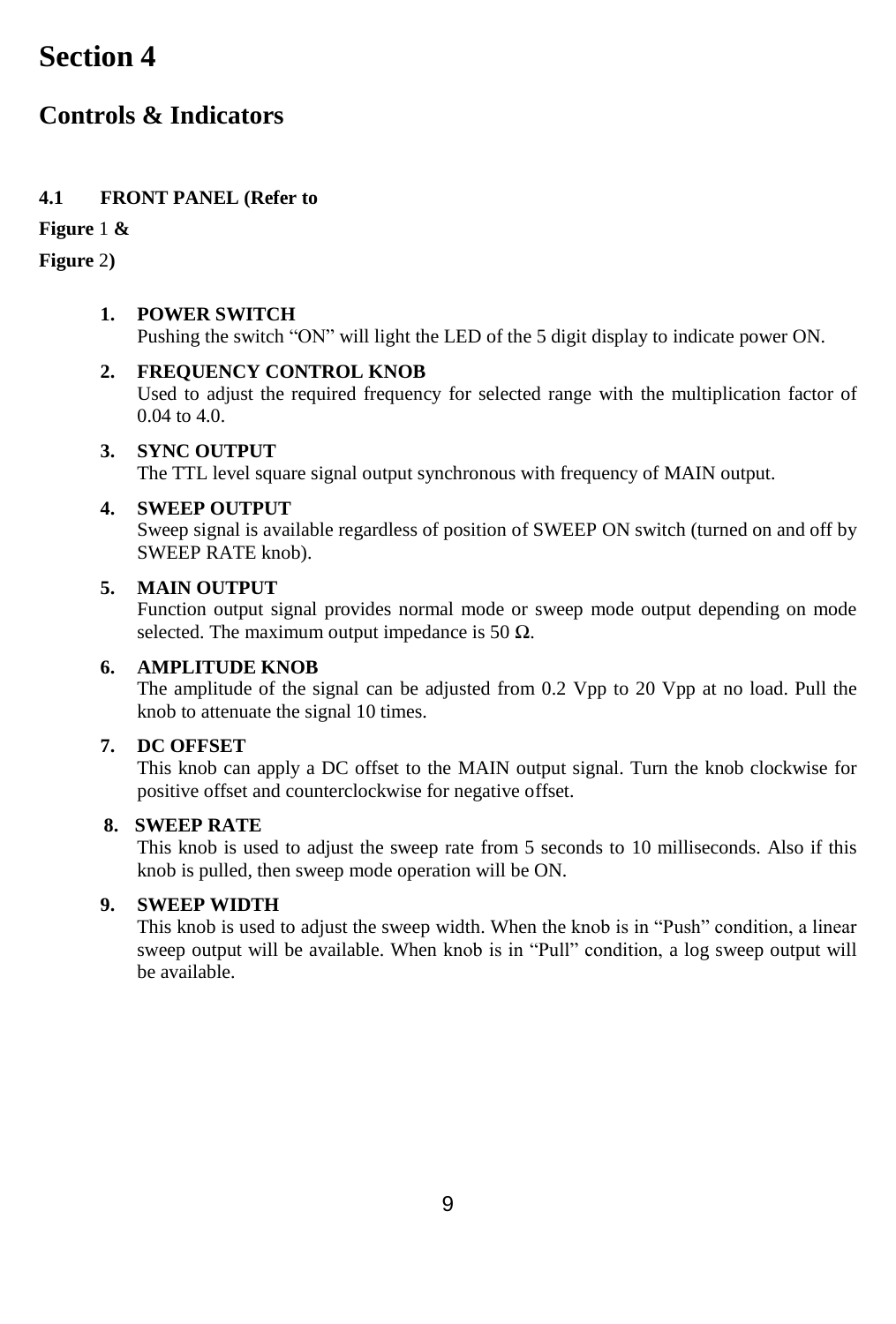# Section 4

## Controls & Indicators

### 4.1 FRONT PANEL (Refer to Figure 1 & Figure 2)

1. **POWER SWITCH**
   Pushing the switch "ON" will light the LED of the 5 digit display to indicate power ON.

2. **FREQUENCY CONTROL KNOB**
   Used to adjust the required frequency for selected range with the multiplication factor of 0.04 to 4.0.

3. **SYNC OUTPUT**
   The TTL level square signal output synchronous with frequency of MAIN output.

4. **SWEEP OUTPUT**
   Sweep signal is available regardless of position of SWEEP ON switch (turned on and off by SWEEP RATE knob).

5. **MAIN OUTPUT**
   Function output signal provides normal mode or sweep mode output depending on mode selected. The maximum output impedance is 50 Ω.

6. **AMPLITUDE KNOB**
   The amplitude of the signal can be adjusted from 0.2 Vpp to 20 Vpp at no load. Pull the knob to attenuate the signal 10 times.

7. **DC OFFSET**
   This knob can apply a DC offset to the MAIN output signal. Turn the knob clockwise for positive offset and counterclockwise for negative offset.

8. **SWEEP RATE**
   This knob is used to adjust the sweep rate from 5 seconds to 10 milliseconds. Also if this knob is pulled, then sweep mode operation will be ON.

9. **SWEEP WIDTH**
   This knob is used to adjust the sweep width. When the knob is in "Push" condition, a linear sweep output will be available. When knob is in "Pull" condition, a log sweep output will be available.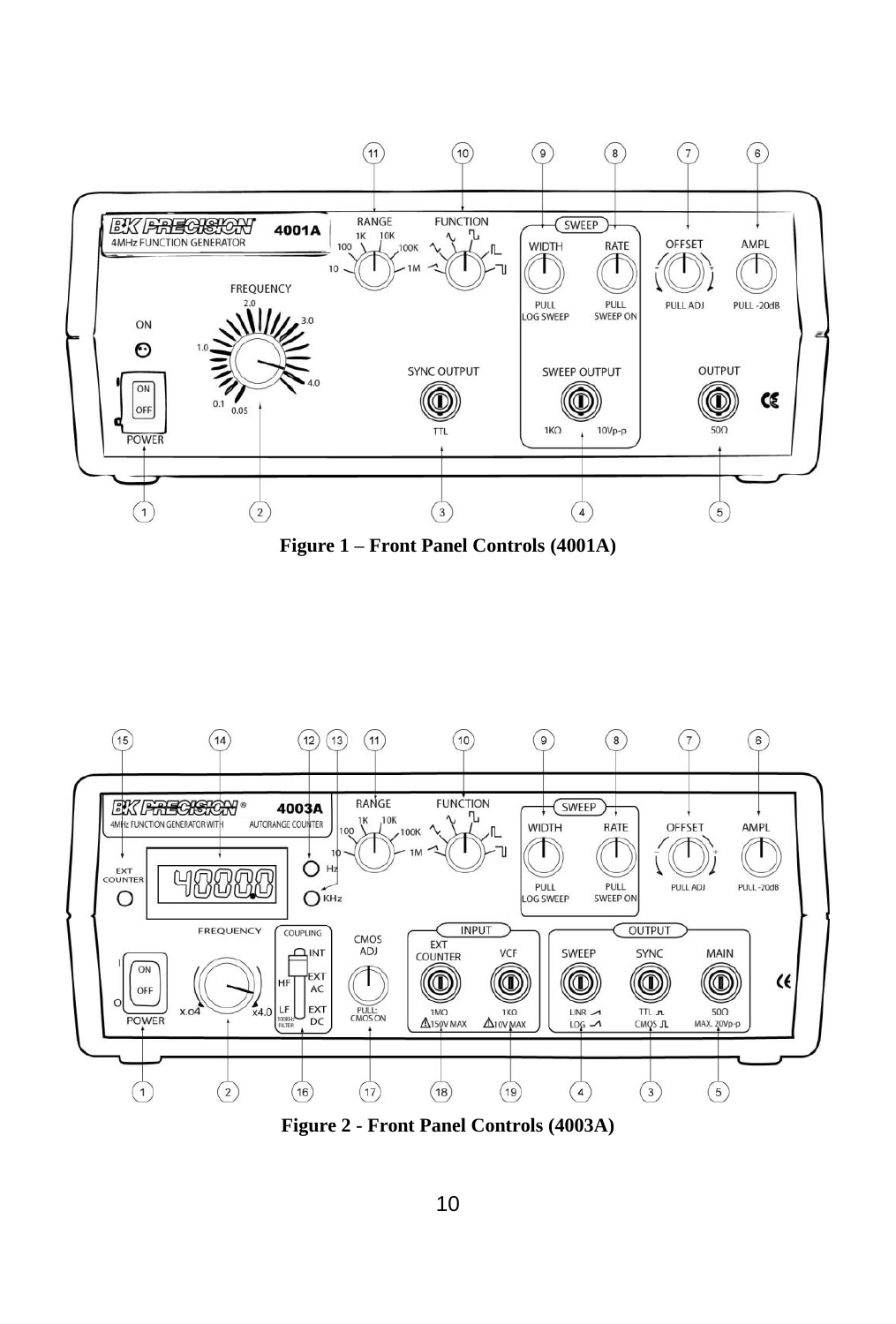**Figure 1 – Front Panel Controls (4001A)**

**Figure 2 - Front Panel Controls (4003A)**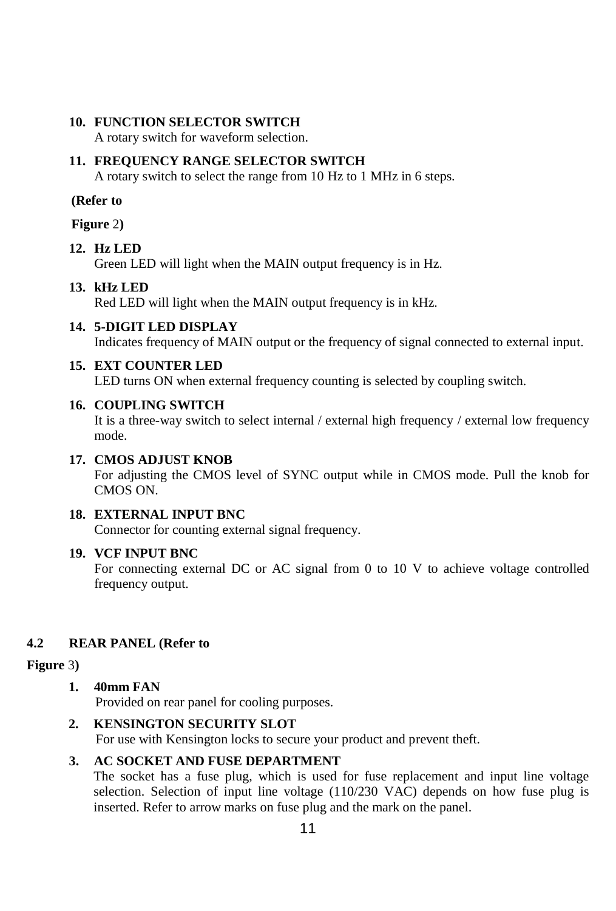10. **FUNCTION SELECTOR SWITCH**
    A rotary switch for waveform selection.

11. **FREQUENCY RANGE SELECTOR SWITCH**
    A rotary switch to select the range from 10 Hz to 1 MHz in 6 steps.

**(Refer to**

**Figure** 2**)**

12. **Hz LED**
    Green LED will light when the MAIN output frequency is in Hz.

13. **kHz LED**
    Red LED will light when the MAIN output frequency is in kHz.

14. **5-DIGIT LED DISPLAY**
    Indicates frequency of MAIN output or the frequency of signal connected to external input.

15. **EXT COUNTER LED**
    LED turns ON when external frequency counting is selected by coupling switch.

16. **COUPLING SWITCH**
    It is a three-way switch to select internal / external high frequency / external low frequency mode.

17. **CMOS ADJUST KNOB**
    For adjusting the CMOS level of SYNC output while in CMOS mode. Pull the knob for CMOS ON.

18. **EXTERNAL INPUT BNC**
    Connector for counting external signal frequency.

19. **VCF INPUT BNC**
    For connecting external DC or AC signal from 0 to 10 V to achieve voltage controlled frequency output.

## 4.2 REAR PANEL (Refer to

**Figure** 3**)**

1. **40mm FAN**
   Provided on rear panel for cooling purposes.

2. **KENSINGTON SECURITY SLOT**
   For use with Kensington locks to secure your product and prevent theft.

3. **AC SOCKET AND FUSE DEPARTMENT**
   The socket has a fuse plug, which is used for fuse replacement and input line voltage selection. Selection of input line voltage (110/230 VAC) depends on how fuse plug is inserted. Refer to arrow marks on fuse plug and the mark on the panel.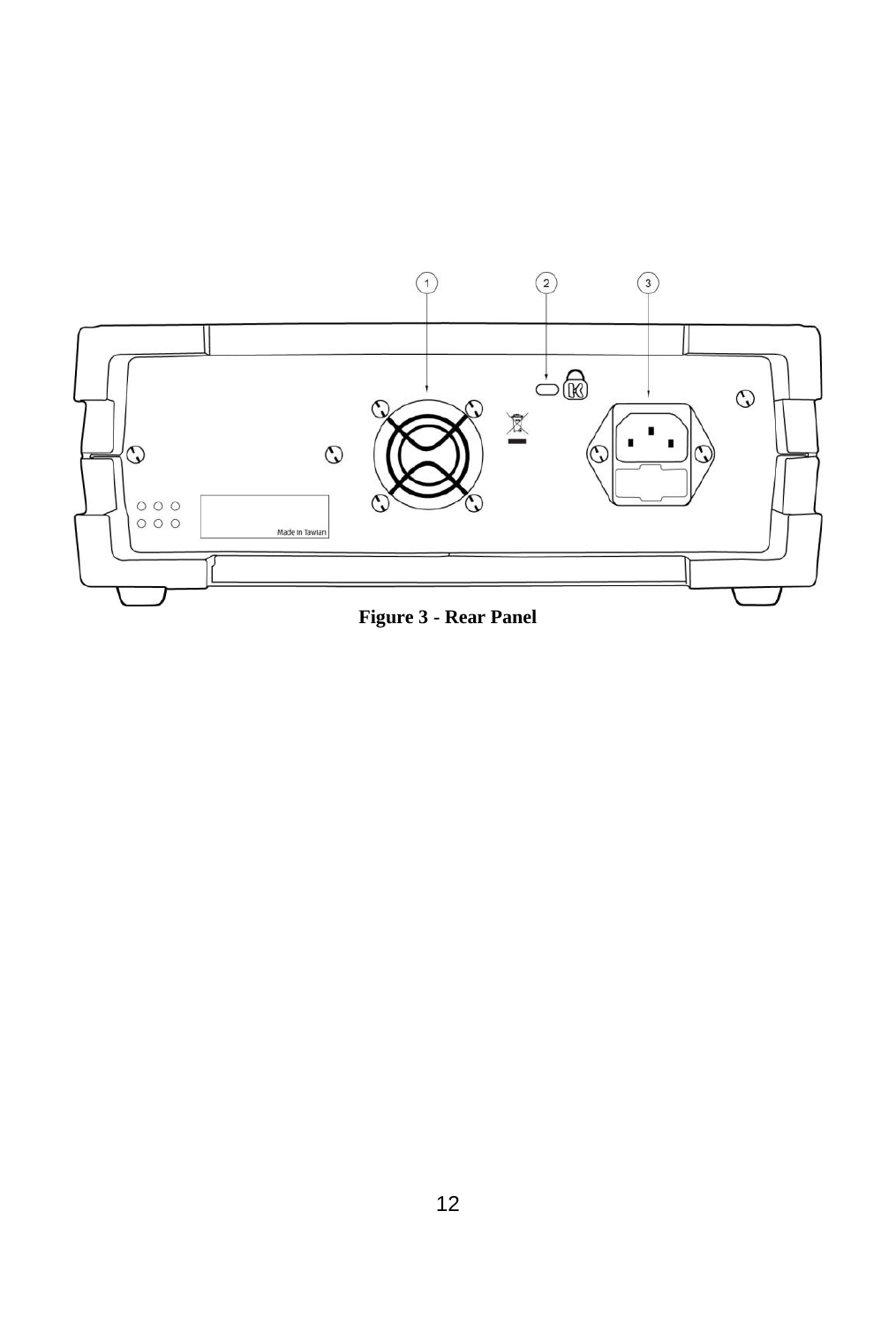Figure 3 - Rear Panel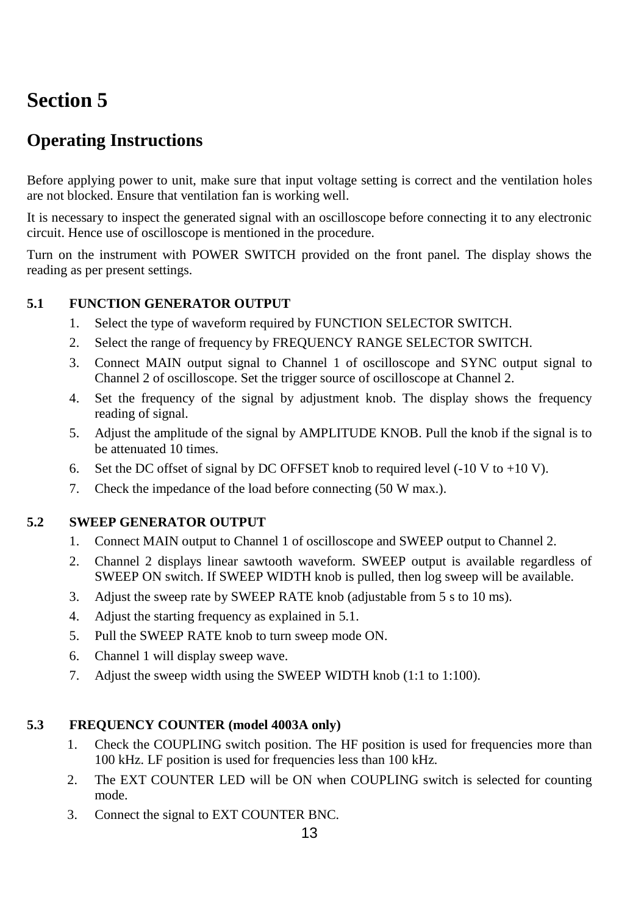# Section 5

## Operating Instructions

Before applying power to unit, make sure that input voltage setting is correct and the ventilation holes are not blocked. Ensure that ventilation fan is working well.

It is necessary to inspect the generated signal with an oscilloscope before connecting it to any electronic circuit. Hence use of oscilloscope is mentioned in the procedure.

Turn on the instrument with POWER SWITCH provided on the front panel. The display shows the reading as per present settings.

### 5.1 FUNCTION GENERATOR OUTPUT

1. Select the type of waveform required by FUNCTION SELECTOR SWITCH.
2. Select the range of frequency by FREQUENCY RANGE SELECTOR SWITCH.
3. Connect MAIN output signal to Channel 1 of oscilloscope and SYNC output signal to Channel 2 of oscilloscope. Set the trigger source of oscilloscope at Channel 2.
4. Set the frequency of the signal by adjustment knob. The display shows the frequency reading of signal.
5. Adjust the amplitude of the signal by AMPLITUDE KNOB. Pull the knob if the signal is to be attenuated 10 times.
6. Set the DC offset of signal by DC OFFSET knob to required level (-10 V to +10 V).
7. Check the impedance of the load before connecting (50 W max.).

### 5.2 SWEEP GENERATOR OUTPUT

1. Connect MAIN output to Channel 1 of oscilloscope and SWEEP output to Channel 2.
2. Channel 2 displays linear sawtooth waveform. SWEEP output is available regardless of SWEEP ON switch. If SWEEP WIDTH knob is pulled, then log sweep will be available.
3. Adjust the sweep rate by SWEEP RATE knob (adjustable from 5 s to 10 ms).
4. Adjust the starting frequency as explained in 5.1.
5. Pull the SWEEP RATE knob to turn sweep mode ON.
6. Channel 1 will display sweep wave.
7. Adjust the sweep width using the SWEEP WIDTH knob (1:1 to 1:100).

### 5.3 FREQUENCY COUNTER (model 4003A only)

1. Check the COUPLING switch position. The HF position is used for frequencies more than 100 kHz. LF position is used for frequencies less than 100 kHz.
2. The EXT COUNTER LED will be ON when COUPLING switch is selected for counting mode.
3. Connect the signal to EXT COUNTER BNC.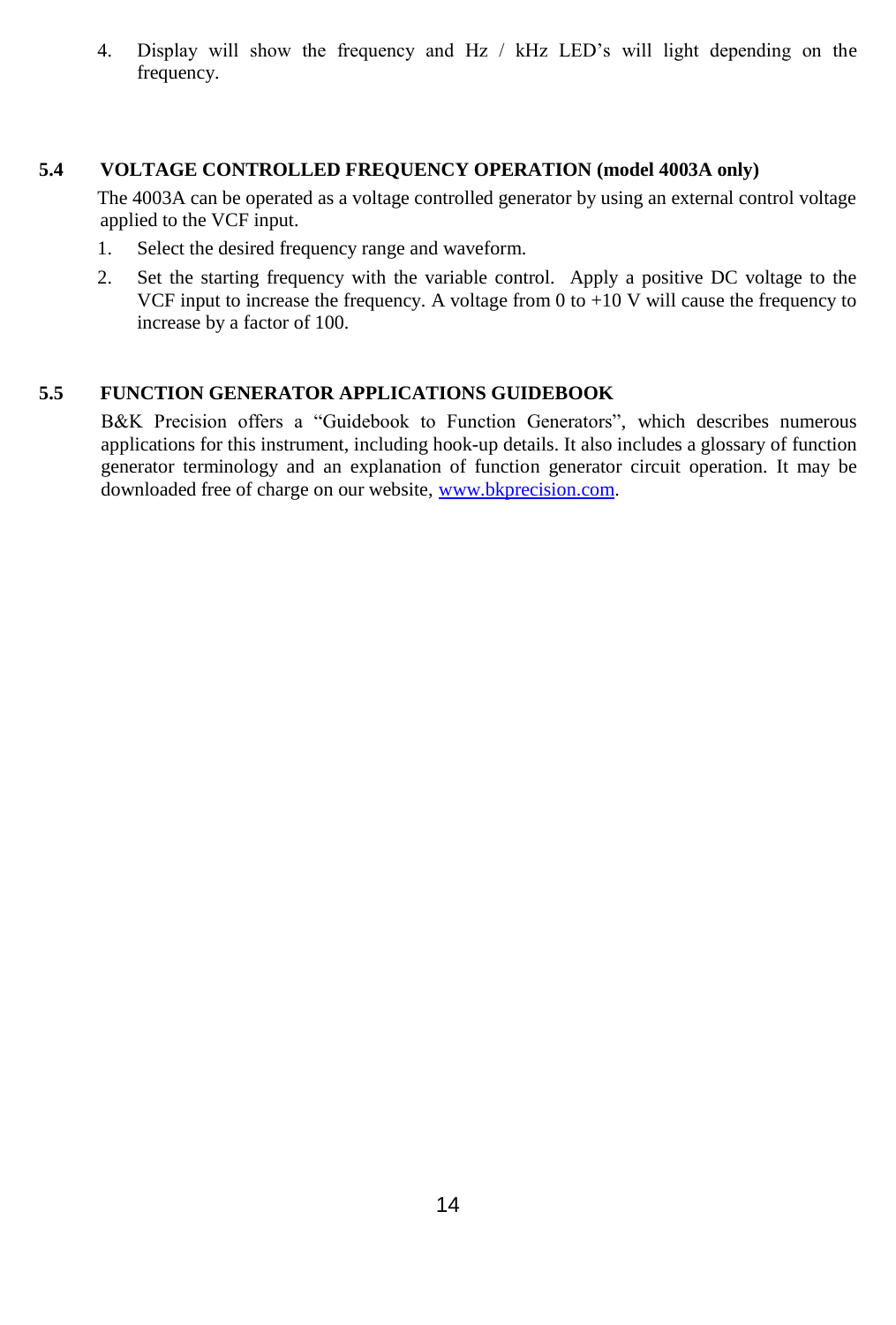4. Display will show the frequency and Hz / kHz LED's will light depending on the frequency.

## 5.4 VOLTAGE CONTROLLED FREQUENCY OPERATION (model 4003A only)

The 4003A can be operated as a voltage controlled generator by using an external control voltage applied to the VCF input.

1. Select the desired frequency range and waveform.
2. Set the starting frequency with the variable control. Apply a positive DC voltage to the VCF input to increase the frequency. A voltage from 0 to +10 V will cause the frequency to increase by a factor of 100.

## 5.5 FUNCTION GENERATOR APPLICATIONS GUIDEBOOK

B&K Precision offers a "Guidebook to Function Generators", which describes numerous applications for this instrument, including hook-up details. It also includes a glossary of function generator terminology and an explanation of function generator circuit operation. It may be downloaded free of charge on our website, www.bkprecision.com.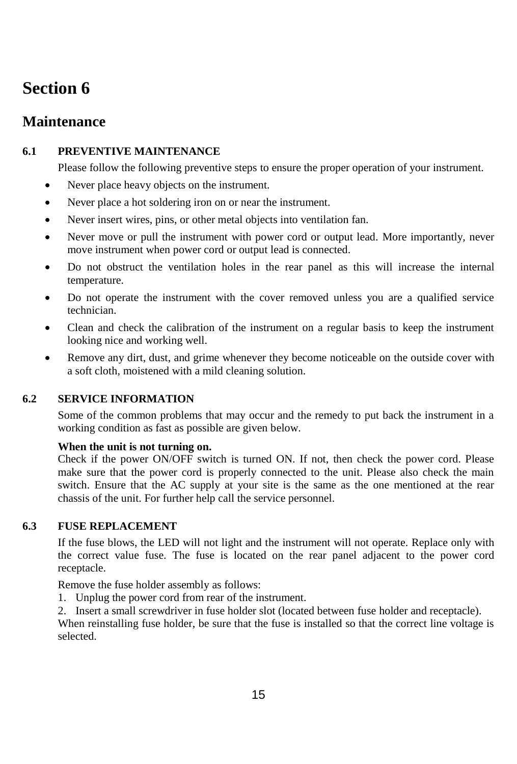# Section 6

## Maintenance

### 6.1 PREVENTIVE MAINTENANCE

Please follow the following preventive steps to ensure the proper operation of your instrument.

- Never place heavy objects on the instrument.
- Never place a hot soldering iron on or near the instrument.
- Never insert wires, pins, or other metal objects into ventilation fan.
- Never move or pull the instrument with power cord or output lead. More importantly, never move instrument when power cord or output lead is connected.
- Do not obstruct the ventilation holes in the rear panel as this will increase the internal temperature.
- Do not operate the instrument with the cover removed unless you are a qualified service technician.
- Clean and check the calibration of the instrument on a regular basis to keep the instrument looking nice and working well.
- Remove any dirt, dust, and grime whenever they become noticeable on the outside cover with a soft cloth, moistened with a mild cleaning solution.

### 6.2 SERVICE INFORMATION

Some of the common problems that may occur and the remedy to put back the instrument in a working condition as fast as possible are given below.

**When the unit is not turning on.**
Check if the power ON/OFF switch is turned ON. If not, then check the power cord. Please make sure that the power cord is properly connected to the unit. Please also check the main switch. Ensure that the AC supply at your site is the same as the one mentioned at the rear chassis of the unit. For further help call the service personnel.

### 6.3 FUSE REPLACEMENT

If the fuse blows, the LED will not light and the instrument will not operate. Replace only with the correct value fuse. The fuse is located on the rear panel adjacent to the power cord receptacle.

Remove the fuse holder assembly as follows:

1. Unplug the power cord from rear of the instrument.
2. Insert a small screwdriver in fuse holder slot (located between fuse holder and receptacle).

When reinstalling fuse holder, be sure that the fuse is installed so that the correct line voltage is selected.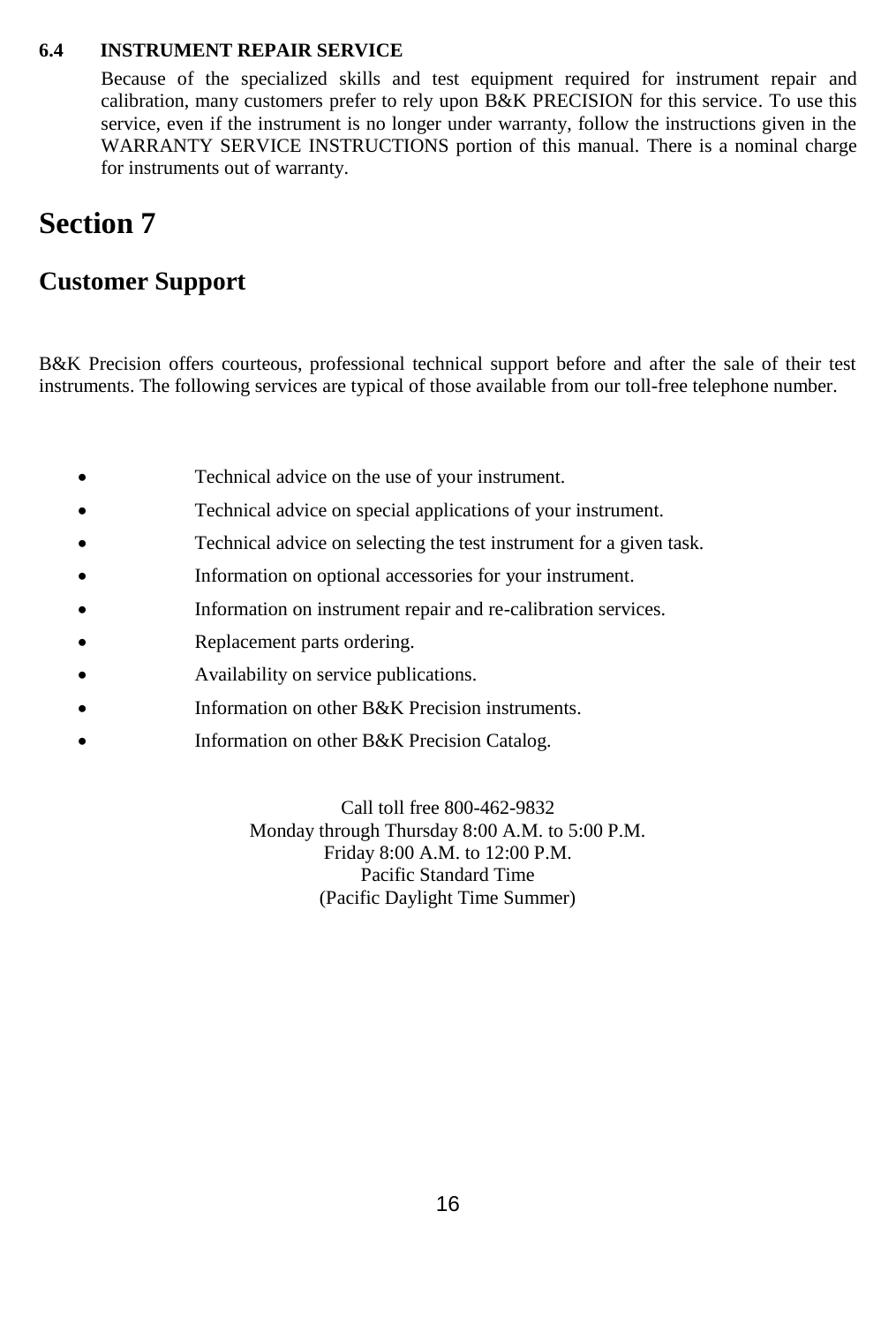### 6.4 INSTRUMENT REPAIR SERVICE

Because of the specialized skills and test equipment required for instrument repair and calibration, many customers prefer to rely upon B&K PRECISION for this service. To use this service, even if the instrument is no longer under warranty, follow the instructions given in the WARRANTY SERVICE INSTRUCTIONS portion of this manual. There is a nominal charge for instruments out of warranty.

# Section 7

## Customer Support

B&K Precision offers courteous, professional technical support before and after the sale of their test instruments. The following services are typical of those available from our toll-free telephone number.

- Technical advice on the use of your instrument.
- Technical advice on special applications of your instrument.
- Technical advice on selecting the test instrument for a given task.
- Information on optional accessories for your instrument.
- Information on instrument repair and re-calibration services.
- Replacement parts ordering.
- Availability on service publications.
- Information on other B&K Precision instruments.
- Information on other B&K Precision Catalog.

Call toll free 800-462-9832
Monday through Thursday 8:00 A.M. to 5:00 P.M.
Friday 8:00 A.M. to 12:00 P.M.
Pacific Standard Time
(Pacific Daylight Time Summer)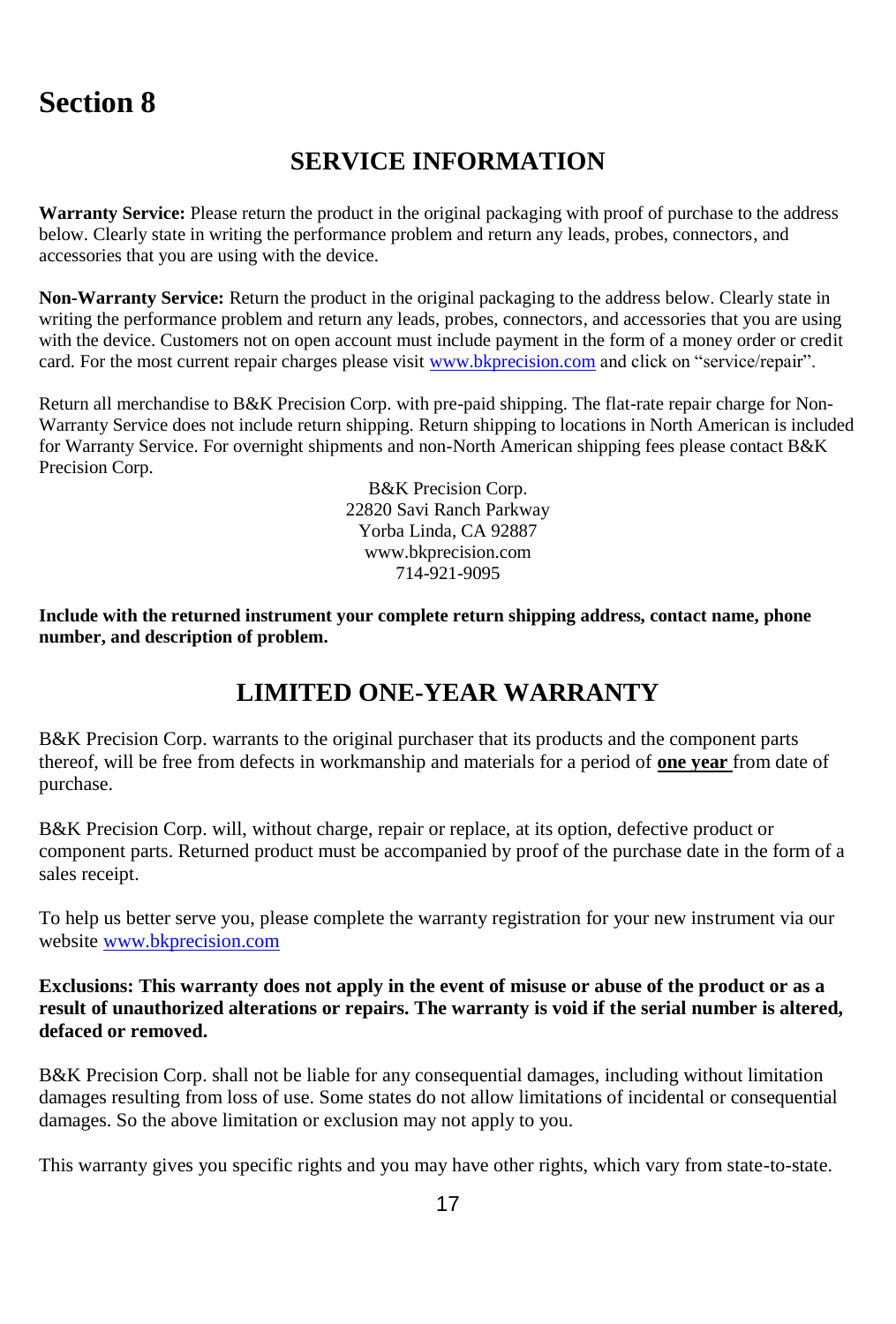# Section 8

## SERVICE INFORMATION

**Warranty Service:** Please return the product in the original packaging with proof of purchase to the address below. Clearly state in writing the performance problem and return any leads, probes, connectors, and accessories that you are using with the device.

**Non-Warranty Service:** Return the product in the original packaging to the address below. Clearly state in writing the performance problem and return any leads, probes, connectors, and accessories that you are using with the device. Customers not on open account must include payment in the form of a money order or credit card. For the most current repair charges please visit www.bkprecision.com and click on "service/repair".

Return all merchandise to B&K Precision Corp. with pre-paid shipping. The flat-rate repair charge for Non-Warranty Service does not include return shipping. Return shipping to locations in North American is included for Warranty Service. For overnight shipments and non-North American shipping fees please contact B&K Precision Corp.

B&K Precision Corp.
22820 Savi Ranch Parkway
Yorba Linda, CA 92887
www.bkprecision.com
714-921-9095

**Include with the returned instrument your complete return shipping address, contact name, phone number, and description of problem.**

## LIMITED ONE-YEAR WARRANTY

B&K Precision Corp. warrants to the original purchaser that its products and the component parts thereof, will be free from defects in workmanship and materials for a period of **one year** from date of purchase.

B&K Precision Corp. will, without charge, repair or replace, at its option, defective product or component parts. Returned product must be accompanied by proof of the purchase date in the form of a sales receipt.

To help us better serve you, please complete the warranty registration for your new instrument via our website www.bkprecision.com

**Exclusions: This warranty does not apply in the event of misuse or abuse of the product or as a result of unauthorized alterations or repairs. The warranty is void if the serial number is altered, defaced or removed.**

B&K Precision Corp. shall not be liable for any consequential damages, including without limitation damages resulting from loss of use. Some states do not allow limitations of incidental or consequential damages. So the above limitation or exclusion may not apply to you.

This warranty gives you specific rights and you may have other rights, which vary from state-to-state.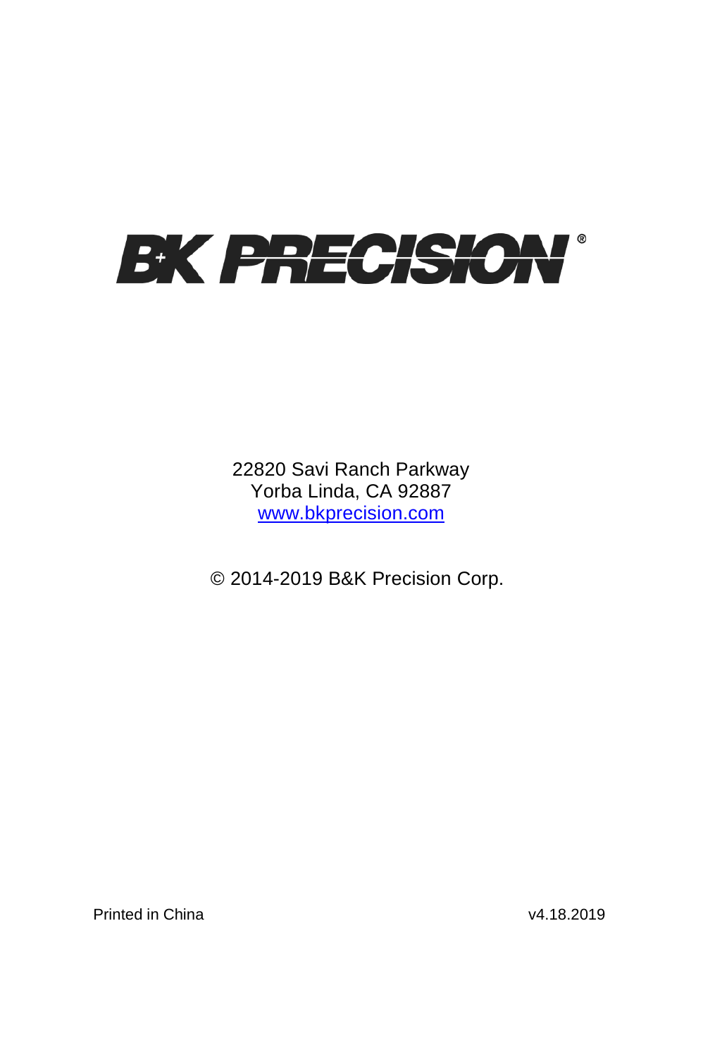B+K PRECISION®

22820 Savi Ranch Parkway
Yorba Linda, CA 92887
www.bkprecision.com

© 2014-2019 B&K Precision Corp.

Printed in China

v4.18.2019